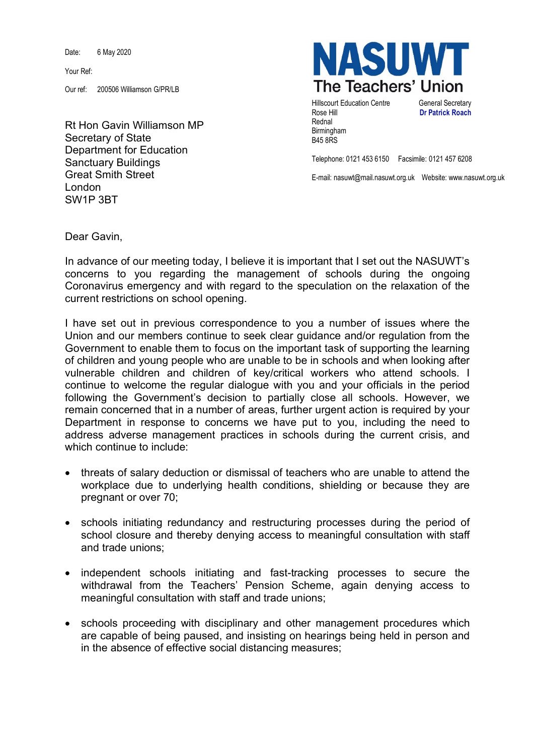Date: 6 May 2020

Your Ref:

Our ref: 200506 Williamson G/PR/LB

**NASUWT**
**The Teachers' Union**

Hillscourt Education Centre
Rose Hill
Rednal
Birmingham
B45 8RS

General Secretary
**Dr Patrick Roach**

Telephone: 0121 453 6150 Facsimile: 0121 457 6208

E-mail: nasuwt@mail.nasuwt.org.uk Website: www.nasuwt.org.uk

Rt Hon Gavin Williamson MP
Secretary of State
Department for Education
Sanctuary Buildings
Great Smith Street
London
SW1P 3BT

Dear Gavin,

In advance of our meeting today, I believe it is important that I set out the NASUWT's concerns to you regarding the management of schools during the ongoing Coronavirus emergency and with regard to the speculation on the relaxation of the current restrictions on school opening.

I have set out in previous correspondence to you a number of issues where the Union and our members continue to seek clear guidance and/or regulation from the Government to enable them to focus on the important task of supporting the learning of children and young people who are unable to be in schools and when looking after vulnerable children and children of key/critical workers who attend schools. I continue to welcome the regular dialogue with you and your officials in the period following the Government's decision to partially close all schools. However, we remain concerned that in a number of areas, further urgent action is required by your Department in response to concerns we have put to you, including the need to address adverse management practices in schools during the current crisis, and which continue to include:

- threats of salary deduction or dismissal of teachers who are unable to attend the workplace due to underlying health conditions, shielding or because they are pregnant or over 70;

- schools initiating redundancy and restructuring processes during the period of school closure and thereby denying access to meaningful consultation with staff and trade unions;

- independent schools initiating and fast-tracking processes to secure the withdrawal from the Teachers' Pension Scheme, again denying access to meaningful consultation with staff and trade unions;

- schools proceeding with disciplinary and other management procedures which are capable of being paused, and insisting on hearings being held in person and in the absence of effective social distancing measures;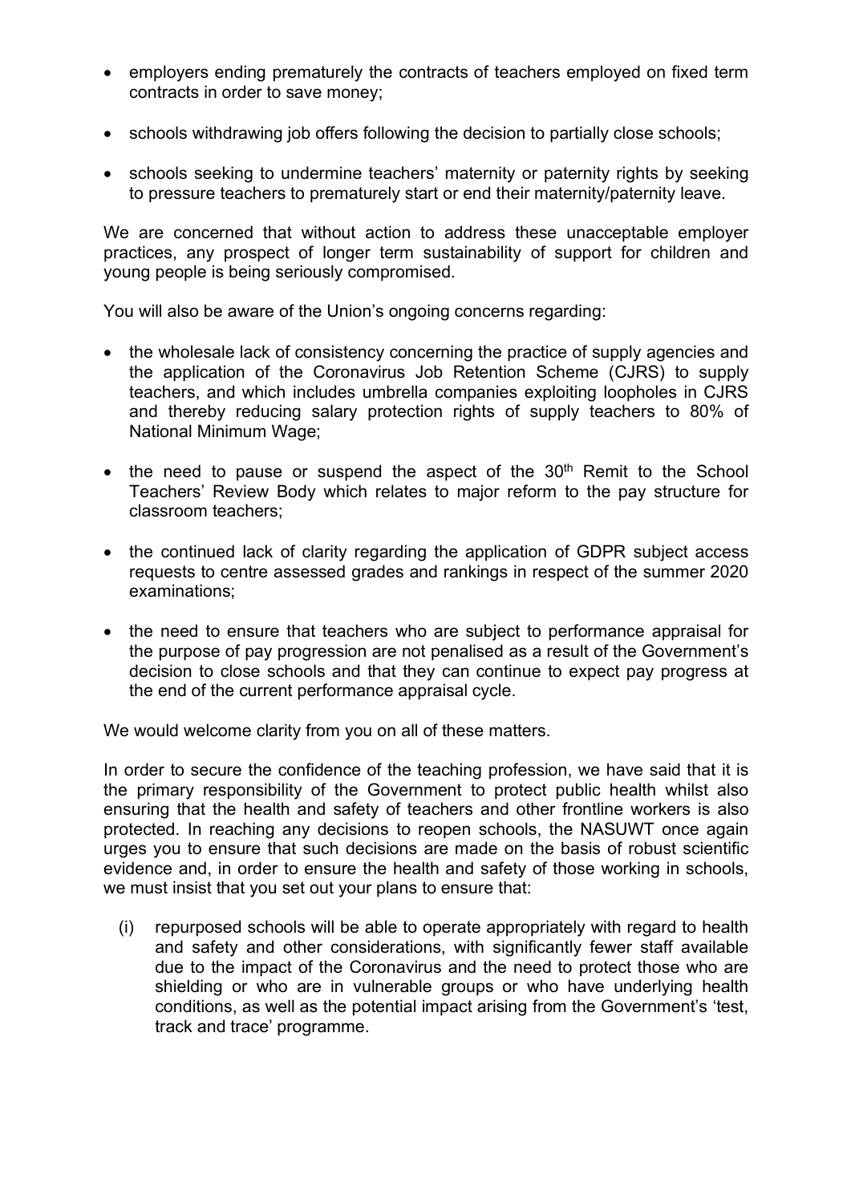- employers ending prematurely the contracts of teachers employed on fixed term contracts in order to save money;
- schools withdrawing job offers following the decision to partially close schools;
- schools seeking to undermine teachers' maternity or paternity rights by seeking to pressure teachers to prematurely start or end their maternity/paternity leave.

We are concerned that without action to address these unacceptable employer practices, any prospect of longer term sustainability of support for children and young people is being seriously compromised.

You will also be aware of the Union's ongoing concerns regarding:

- the wholesale lack of consistency concerning the practice of supply agencies and the application of the Coronavirus Job Retention Scheme (CJRS) to supply teachers, and which includes umbrella companies exploiting loopholes in CJRS and thereby reducing salary protection rights of supply teachers to 80% of National Minimum Wage;
- the need to pause or suspend the aspect of the 30th Remit to the School Teachers' Review Body which relates to major reform to the pay structure for classroom teachers;
- the continued lack of clarity regarding the application of GDPR subject access requests to centre assessed grades and rankings in respect of the summer 2020 examinations;
- the need to ensure that teachers who are subject to performance appraisal for the purpose of pay progression are not penalised as a result of the Government's decision to close schools and that they can continue to expect pay progress at the end of the current performance appraisal cycle.

We would welcome clarity from you on all of these matters.

In order to secure the confidence of the teaching profession, we have said that it is the primary responsibility of the Government to protect public health whilst also ensuring that the health and safety of teachers and other frontline workers is also protected. In reaching any decisions to reopen schools, the NASUWT once again urges you to ensure that such decisions are made on the basis of robust scientific evidence and, in order to ensure the health and safety of those working in schools, we must insist that you set out your plans to ensure that:

(i) repurposed schools will be able to operate appropriately with regard to health and safety and other considerations, with significantly fewer staff available due to the impact of the Coronavirus and the need to protect those who are shielding or who are in vulnerable groups or who have underlying health conditions, as well as the potential impact arising from the Government's 'test, track and trace' programme.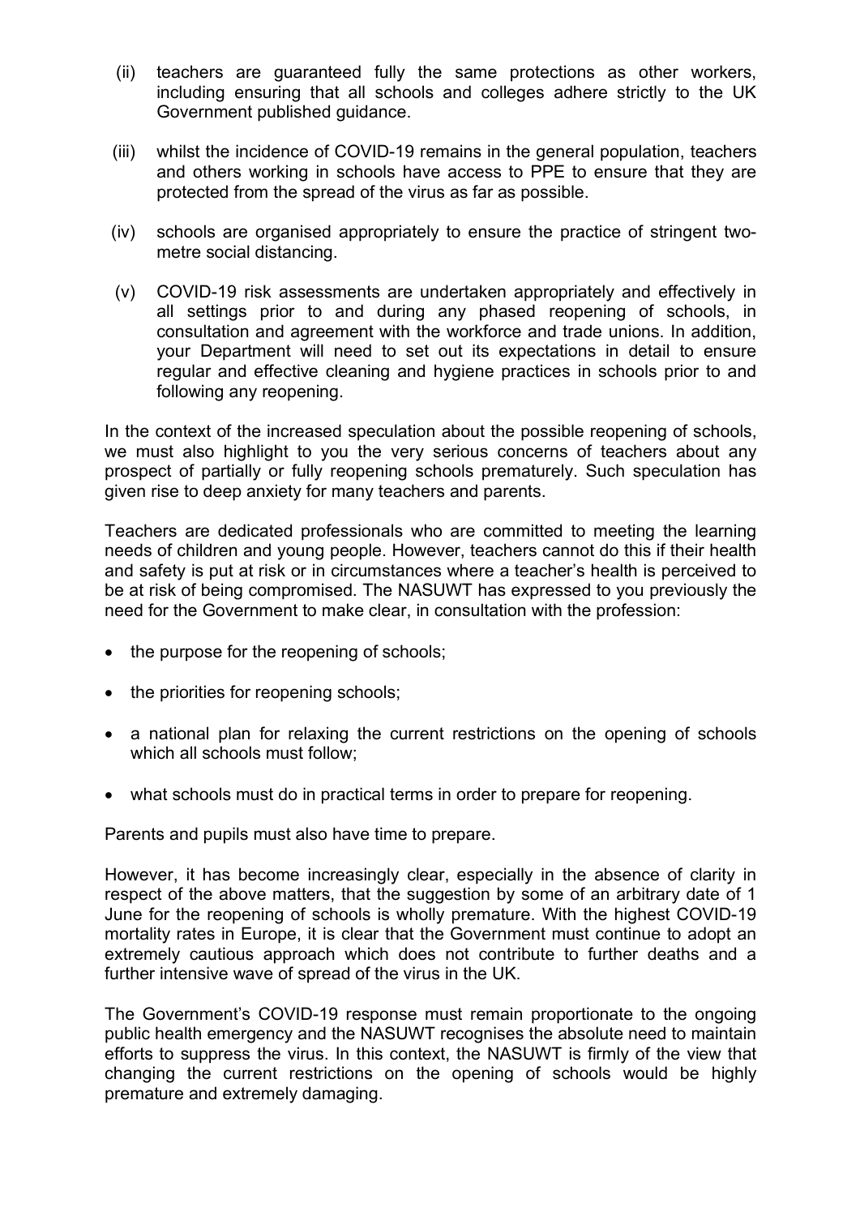(ii) teachers are guaranteed fully the same protections as other workers, including ensuring that all schools and colleges adhere strictly to the UK Government published guidance.

(iii) whilst the incidence of COVID-19 remains in the general population, teachers and others working in schools have access to PPE to ensure that they are protected from the spread of the virus as far as possible.

(iv) schools are organised appropriately to ensure the practice of stringent two-metre social distancing.

(v) COVID-19 risk assessments are undertaken appropriately and effectively in all settings prior to and during any phased reopening of schools, in consultation and agreement with the workforce and trade unions. In addition, your Department will need to set out its expectations in detail to ensure regular and effective cleaning and hygiene practices in schools prior to and following any reopening.

In the context of the increased speculation about the possible reopening of schools, we must also highlight to you the very serious concerns of teachers about any prospect of partially or fully reopening schools prematurely. Such speculation has given rise to deep anxiety for many teachers and parents.

Teachers are dedicated professionals who are committed to meeting the learning needs of children and young people. However, teachers cannot do this if their health and safety is put at risk or in circumstances where a teacher's health is perceived to be at risk of being compromised. The NASUWT has expressed to you previously the need for the Government to make clear, in consultation with the profession:

- the purpose for the reopening of schools;
- the priorities for reopening schools;
- a national plan for relaxing the current restrictions on the opening of schools which all schools must follow;
- what schools must do in practical terms in order to prepare for reopening.

Parents and pupils must also have time to prepare.

However, it has become increasingly clear, especially in the absence of clarity in respect of the above matters, that the suggestion by some of an arbitrary date of 1 June for the reopening of schools is wholly premature. With the highest COVID-19 mortality rates in Europe, it is clear that the Government must continue to adopt an extremely cautious approach which does not contribute to further deaths and a further intensive wave of spread of the virus in the UK.

The Government's COVID-19 response must remain proportionate to the ongoing public health emergency and the NASUWT recognises the absolute need to maintain efforts to suppress the virus. In this context, the NASUWT is firmly of the view that changing the current restrictions on the opening of schools would be highly premature and extremely damaging.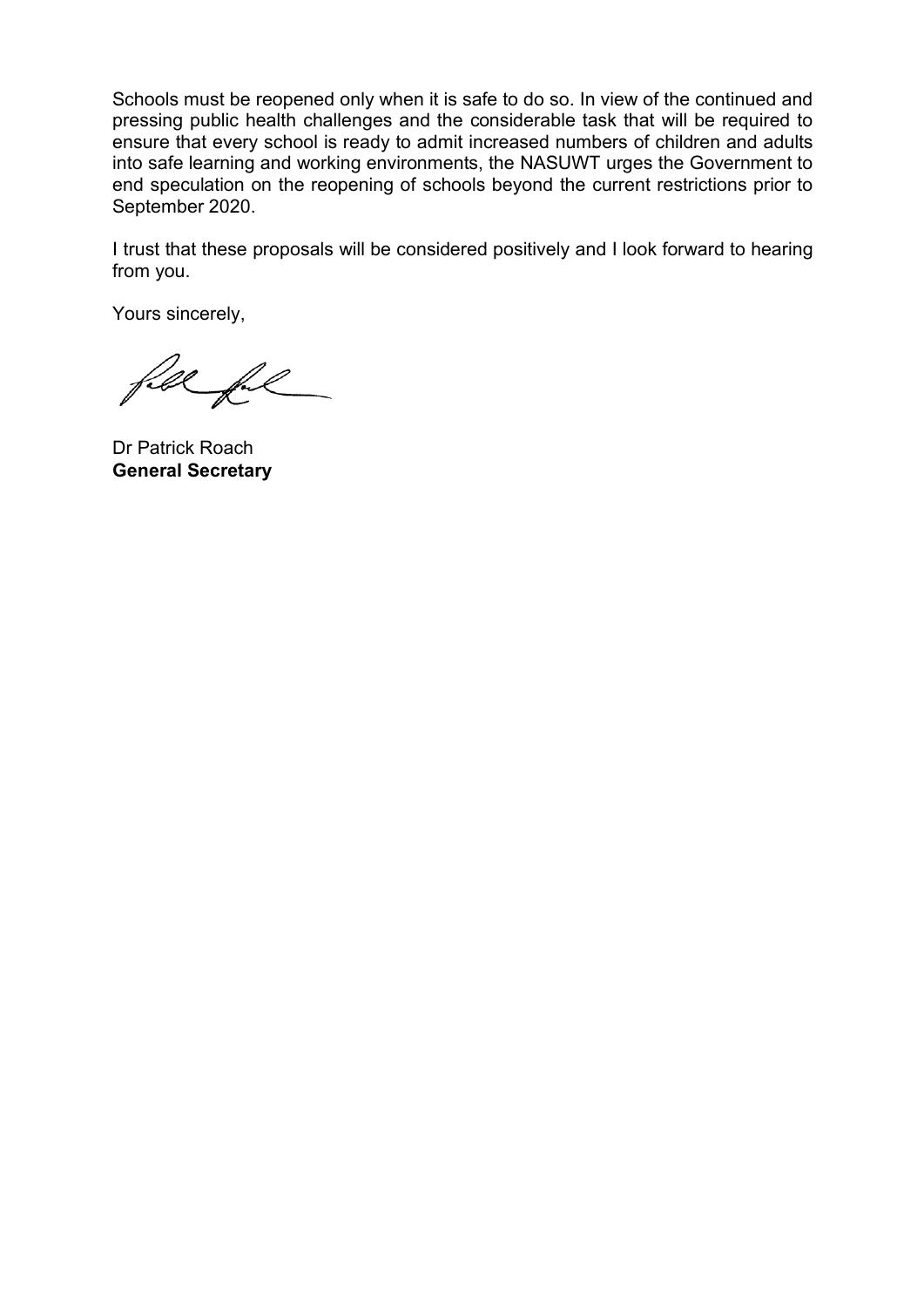Schools must be reopened only when it is safe to do so. In view of the continued and pressing public health challenges and the considerable task that will be required to ensure that every school is ready to admit increased numbers of children and adults into safe learning and working environments, the NASUWT urges the Government to end speculation on the reopening of schools beyond the current restrictions prior to September 2020.

I trust that these proposals will be considered positively and I look forward to hearing from you.

Yours sincerely,

Dr Patrick Roach
**General Secretary**